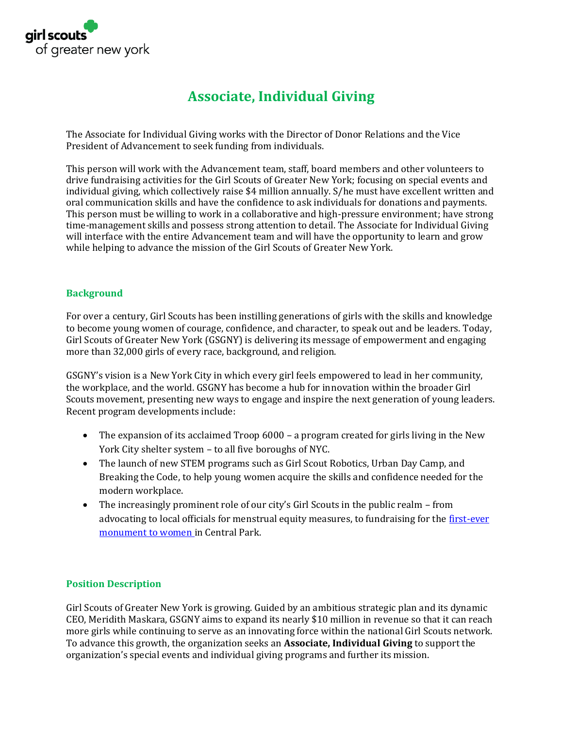girl scouts of greater new york

# Associate, Individual Giving

The Associate for Individual Giving works with the Director of Donor Relations and the Vice President of Advancement to seek funding from individuals.

This person will work with the Advancement team, staff, board members and other volunteers to drive fundraising activities for the Girl Scouts of Greater New York; focusing on special events and individual giving, which collectively raise $4 million annually. S/he must have excellent written and oral communication skills and have the confidence to ask individuals for donations and payments. This person must be willing to work in a collaborative and high-pressure environment; have strong time-management skills and possess strong attention to detail. The Associate for Individual Giving will interface with the entire Advancement team and will have the opportunity to learn and grow while helping to advance the mission of the Girl Scouts of Greater New York.

## Background

For over a century, Girl Scouts has been instilling generations of girls with the skills and knowledge to become young women of courage, confidence, and character, to speak out and be leaders. Today, Girl Scouts of Greater New York (GSGNY) is delivering its message of empowerment and engaging more than 32,000 girls of every race, background, and religion.

GSGNY's vision is a New York City in which every girl feels empowered to lead in her community, the workplace, and the world. GSGNY has become a hub for innovation within the broader Girl Scouts movement, presenting new ways to engage and inspire the next generation of young leaders. Recent program developments include:

- The expansion of its acclaimed Troop 6000 – a program created for girls living in the New York City shelter system – to all five boroughs of NYC.
- The launch of new STEM programs such as Girl Scout Robotics, Urban Day Camp, and Breaking the Code, to help young women acquire the skills and confidence needed for the modern workplace.
- The increasingly prominent role of our city's Girl Scouts in the public realm – from advocating to local officials for menstrual equity measures, to fundraising for the first-ever monument to women in Central Park.

## Position Description

Girl Scouts of Greater New York is growing. Guided by an ambitious strategic plan and its dynamic CEO, Meridith Maskara, GSGNY aims to expand its nearly $10 million in revenue so that it can reach more girls while continuing to serve as an innovating force within the national Girl Scouts network. To advance this growth, the organization seeks an **Associate, Individual Giving** to support the organization's special events and individual giving programs and further its mission.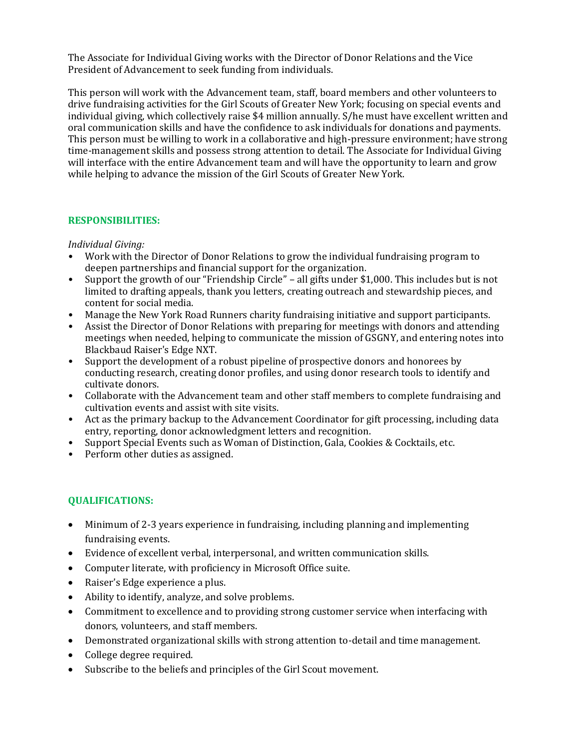The Associate for Individual Giving works with the Director of Donor Relations and the Vice President of Advancement to seek funding from individuals.

This person will work with the Advancement team, staff, board members and other volunteers to drive fundraising activities for the Girl Scouts of Greater New York; focusing on special events and individual giving, which collectively raise $4 million annually. S/he must have excellent written and oral communication skills and have the confidence to ask individuals for donations and payments. This person must be willing to work in a collaborative and high-pressure environment; have strong time-management skills and possess strong attention to detail. The Associate for Individual Giving will interface with the entire Advancement team and will have the opportunity to learn and grow while helping to advance the mission of the Girl Scouts of Greater New York.

## RESPONSIBILITIES:

*Individual Giving:*

- Work with the Director of Donor Relations to grow the individual fundraising program to deepen partnerships and financial support for the organization.
- Support the growth of our "Friendship Circle" – all gifts under $1,000. This includes but is not limited to drafting appeals, thank you letters, creating outreach and stewardship pieces, and content for social media.
- Manage the New York Road Runners charity fundraising initiative and support participants.
- Assist the Director of Donor Relations with preparing for meetings with donors and attending meetings when needed, helping to communicate the mission of GSGNY, and entering notes into Blackbaud Raiser's Edge NXT.
- Support the development of a robust pipeline of prospective donors and honorees by conducting research, creating donor profiles, and using donor research tools to identify and cultivate donors.
- Collaborate with the Advancement team and other staff members to complete fundraising and cultivation events and assist with site visits.
- Act as the primary backup to the Advancement Coordinator for gift processing, including data entry, reporting, donor acknowledgment letters and recognition.
- Support Special Events such as Woman of Distinction, Gala, Cookies & Cocktails, etc.
- Perform other duties as assigned.

## QUALIFICATIONS:

- Minimum of 2-3 years experience in fundraising, including planning and implementing fundraising events.
- Evidence of excellent verbal, interpersonal, and written communication skills.
- Computer literate, with proficiency in Microsoft Office suite.
- Raiser's Edge experience a plus.
- Ability to identify, analyze, and solve problems.
- Commitment to excellence and to providing strong customer service when interfacing with donors, volunteers, and staff members.
- Demonstrated organizational skills with strong attention to-detail and time management.
- College degree required.
- Subscribe to the beliefs and principles of the Girl Scout movement.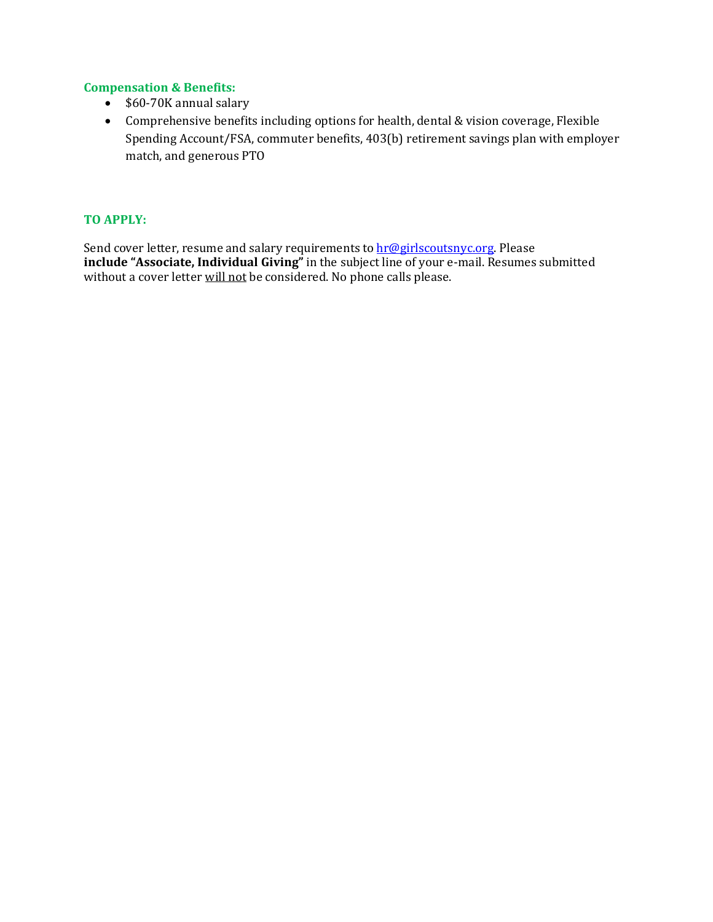### Compensation & Benefits:

- $60-70K annual salary
- Comprehensive benefits including options for health, dental & vision coverage, Flexible Spending Account/FSA, commuter benefits, 403(b) retirement savings plan with employer match, and generous PTO

### TO APPLY:

Send cover letter, resume and salary requirements to hr@girlscoutsnyc.org. Please **include "Associate, Individual Giving"** in the subject line of your e-mail. Resumes submitted without a cover letter <u>will not</u> be considered. No phone calls please.